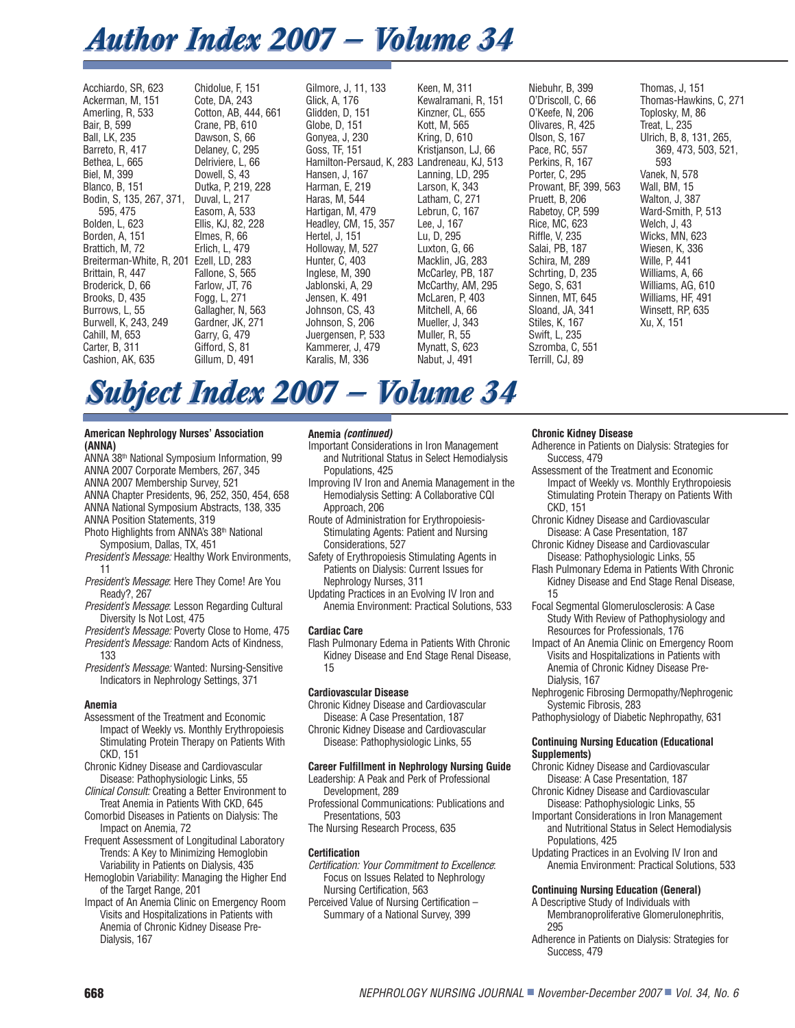# Author Index 2007 – Volume 34

Acchiardo, SR, 623
Ackerman, M, 151
Amerling, R, 533
Bair, B, 599
Ball, LK, 235
Barreto, R, 417
Bethea, L, 665
Biel, M, 399
Blanco, B, 151
Bodin, S, 135, 267, 371, 595, 475
Bolden, L, 623
Borden, A, 151
Brattich, M, 72
Breiterman-White, R, 201
Brittain, R, 447
Broderick, D, 66
Brooks, D, 435
Burrows, L, 55
Burwell, K, 243, 249
Cahill, M, 653
Carter, B, 311
Cashion, AK, 635
Chidolue, F, 151
Cote, DA, 243
Cotton, AB, 444, 661
Crane, PB, 610
Dawson, S, 66
Delaney, C, 295
Delriviere, L, 66
Dowell, S, 43
Dutka, P, 219, 228
Easom, A, 533
Ellis, KJ, 82, 228
Elmes, R, 66
Erlich, L, 479
Ezell, LD, 283
Fallone, S, 565
Farlow, JT, 76
Fogg, L, 271
Gallagher, N, 563
Gardner, JK, 271
Garry, G, 479
Gifford, S, 81
Gillum, D, 491
Gilmore, J, 11, 133
Glick, A, 176
Glidden, D, 151
Globe, D, 151
Gonyea, J, 230
Goss, TF, 151
Hamilton-Persaud, K, 283
Hansen, J, 167
Harman, E, 219
Haras, M, 544
Hartigan, M, 479
Headley, CM, 15, 357
Hertel, J, 151
Holloway, M, 527
Hunter, C, 403
Inglese, M, 390
Jablonski, A, 29
Jensen, K. 491
Johnson, CS, 43
Johnson, S, 206
Juergensen, P, 533
Kammerer, J, 479
Karalis, M, 336
Keen, M, 311
Kewalramani, R, 151
Kinzner, CL, 655
Kott, M, 565
Kring, D, 610
Kristjanson, LJ, 66
Landreneau, KJ, 513
Lanning, LD, 295
Larson, K, 343
Latham, C, 271
Lebrun, C, 167
Lee, J, 167
Lu, D, 295
Luxton, G, 66
Macklin, JG, 283
McCarley, PB, 187
McCarthy, AM, 295
McLaren, P, 403
Mitchell, A, 66
Mueller, J, 343
Muller, R, 55
Mynatt, S, 623
Nabut, J, 491
Niebuhr, B, 399
O'Driscoll, C, 66
O'Keefe, N, 206
Olivares, R, 425
Olson, S, 167
Pace, RC, 557
Perkins, R, 167
Porter, C, 295
Prowant, BF, 399, 563
Pruett, B, 206
Rabetoy, CP, 599
Rice, MC, 623
Riffle, V, 235
Salai, PB, 187
Schira, M, 289
Schrting, D, 235
Sego, S, 631
Sinnen, MT, 645
Sloand, JA, 341
Stiles, K, 167
Swift, L, 235
Szromba, C, 551
Terrill, CJ, 89
Thomas, J, 151
Thomas-Hawkins, C, 271
Toplosky, M, 86
Treat, L, 235
Ulrich, B, 8, 131, 265, 369, 473, 503, 521, 593
Vanek, N, 578
Wall, BM, 15
Walton, J, 387
Ward-Smith, P, 513
Welch, J, 43
Wicks, MN, 623
Wiesen, K, 336
Wille, P, 441
Williams, A, 66
Williams, AG, 610
Williams, HF, 491
Winsett, RP, 635
Xu, X, 151

# Subject Index 2007 – Volume 34

**American Nephrology Nurses' Association (ANNA)**

ANNA 38th National Symposium Information, 99
ANNA 2007 Corporate Members, 267, 345
ANNA 2007 Membership Survey, 521
ANNA Chapter Presidents, 96, 252, 350, 454, 658
ANNA National Symposium Abstracts, 138, 335
ANNA Position Statements, 319
Photo Highlights from ANNA's 38th National Symposium, Dallas, TX, 451
*President's Message:* Healthy Work Environments, 11
*President's Message*: Here They Come! Are You Ready?, 267
*President's Message*: Lesson Regarding Cultural Diversity Is Not Lost, 475
*President's Message:* Poverty Close to Home, 475
*President's Message:* Random Acts of Kindness, 133
*President's Message:* Wanted: Nursing-Sensitive Indicators in Nephrology Settings, 371

**Anemia**

Assessment of the Treatment and Economic Impact of Weekly vs. Monthly Erythropoiesis Stimulating Protein Therapy on Patients With CKD, 151
Chronic Kidney Disease and Cardiovascular Disease: Pathophysiologic Links, 55
*Clinical Consult:* Creating a Better Environment to Treat Anemia in Patients With CKD, 645
Comorbid Diseases in Patients on Dialysis: The Impact on Anemia, 72
Frequent Assessment of Longitudinal Laboratory Trends: A Key to Minimizing Hemoglobin Variability in Patients on Dialysis, 435
Hemoglobin Variability: Managing the Higher End of the Target Range, 201
Impact of An Anemia Clinic on Emergency Room Visits and Hospitalizations in Patients with Anemia of Chronic Kidney Disease Pre-Dialysis, 167

**Anemia *(continued)***

Important Considerations in Iron Management and Nutritional Status in Select Hemodialysis Populations, 425
Improving IV Iron and Anemia Management in the Hemodialysis Setting: A Collaborative CQI Approach, 206
Route of Administration for Erythropoiesis-Stimulating Agents: Patient and Nursing Considerations, 527
Safety of Erythropoiesis Stimulating Agents in Patients on Dialysis: Current Issues for Nephrology Nurses, 311
Updating Practices in an Evolving IV Iron and Anemia Environment: Practical Solutions, 533

**Cardiac Care**

Flash Pulmonary Edema in Patients With Chronic Kidney Disease and End Stage Renal Disease, 15

**Cardiovascular Disease**

Chronic Kidney Disease and Cardiovascular Disease: A Case Presentation, 187
Chronic Kidney Disease and Cardiovascular Disease: Pathophysiologic Links, 55

**Career Fulfillment in Nephrology Nursing Guide**

Leadership: A Peak and Perk of Professional Development, 289
Professional Communications: Publications and Presentations, 503
The Nursing Research Process, 635

**Certification**

*Certification: Your Commitment to Excellence*: Focus on Issues Related to Nephrology Nursing Certification, 563
Perceived Value of Nursing Certification – Summary of a National Survey, 399

**Chronic Kidney Disease**

Adherence in Patients on Dialysis: Strategies for Success, 479
Assessment of the Treatment and Economic Impact of Weekly vs. Monthly Erythropoiesis Stimulating Protein Therapy on Patients With CKD, 151
Chronic Kidney Disease and Cardiovascular Disease: A Case Presentation, 187
Chronic Kidney Disease and Cardiovascular Disease: Pathophysiologic Links, 55
Flash Pulmonary Edema in Patients With Chronic Kidney Disease and End Stage Renal Disease, 15
Focal Segmental Glomerulosclerosis: A Case Study With Review of Pathophysiology and Resources for Professionals, 176
Impact of An Anemia Clinic on Emergency Room Visits and Hospitalizations in Patients with Anemia of Chronic Kidney Disease Pre-Dialysis, 167
Nephrogenic Fibrosing Dermopathy/Nephrogenic Systemic Fibrosis, 283
Pathophysiology of Diabetic Nephropathy, 631

**Continuing Nursing Education (Educational Supplements)**

Chronic Kidney Disease and Cardiovascular Disease: A Case Presentation, 187
Chronic Kidney Disease and Cardiovascular Disease: Pathophysiologic Links, 55
Important Considerations in Iron Management and Nutritional Status in Select Hemodialysis Populations, 425
Updating Practices in an Evolving IV Iron and Anemia Environment: Practical Solutions, 533

**Continuing Nursing Education (General)**

A Descriptive Study of Individuals with Membranoproliferative Glomerulonephritis, 295
Adherence in Patients on Dialysis: Strategies for Success, 479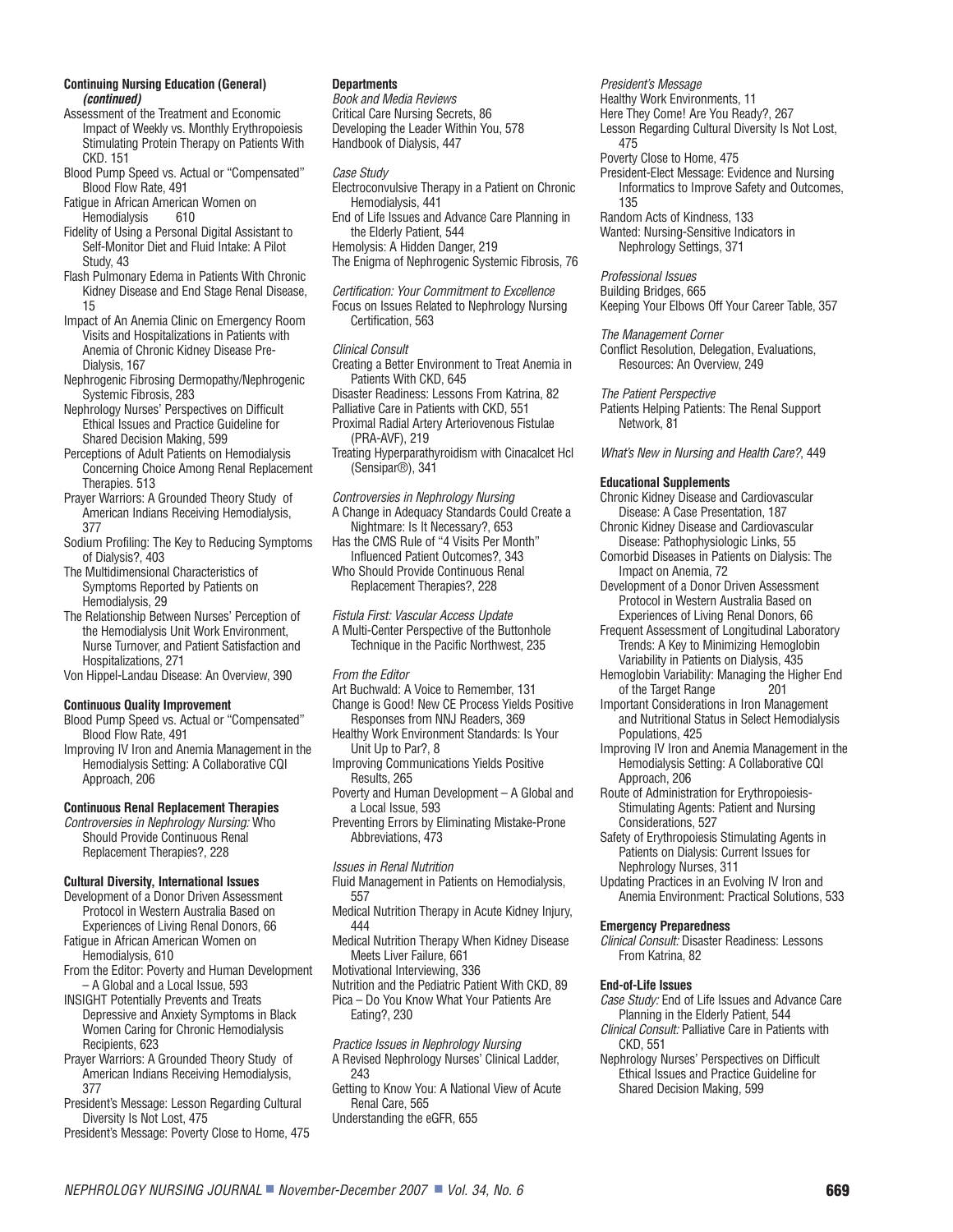**Continuing Nursing Education (General)** ***(continued)***

Assessment of the Treatment and Economic Impact of Weekly vs. Monthly Erythropoiesis Stimulating Protein Therapy on Patients With CKD. 151

Blood Pump Speed vs. Actual or "Compensated" Blood Flow Rate, 491

Fatigue in African American Women on Hemodialysis 610

Fidelity of Using a Personal Digital Assistant to Self-Monitor Diet and Fluid Intake: A Pilot Study, 43

Flash Pulmonary Edema in Patients With Chronic Kidney Disease and End Stage Renal Disease, 15

Impact of An Anemia Clinic on Emergency Room Visits and Hospitalizations in Patients with Anemia of Chronic Kidney Disease Pre-Dialysis, 167

Nephrogenic Fibrosing Dermopathy/Nephrogenic Systemic Fibrosis, 283

Nephrology Nurses' Perspectives on Difficult Ethical Issues and Practice Guideline for Shared Decision Making, 599

Perceptions of Adult Patients on Hemodialysis Concerning Choice Among Renal Replacement Therapies. 513

Prayer Warriors: A Grounded Theory Study of American Indians Receiving Hemodialysis, 377

Sodium Profiling: The Key to Reducing Symptoms of Dialysis?, 403

The Multidimensional Characteristics of Symptoms Reported by Patients on Hemodialysis, 29

The Relationship Between Nurses' Perception of the Hemodialysis Unit Work Environment, Nurse Turnover, and Patient Satisfaction and Hospitalizations, 271

Von Hippel-Landau Disease: An Overview, 390

**Continuous Quality Improvement**

Blood Pump Speed vs. Actual or "Compensated" Blood Flow Rate, 491

Improving IV Iron and Anemia Management in the Hemodialysis Setting: A Collaborative CQI Approach, 206

**Continuous Renal Replacement Therapies**

*Controversies in Nephrology Nursing:* Who Should Provide Continuous Renal Replacement Therapies?, 228

**Cultural Diversity, International Issues**

Development of a Donor Driven Assessment Protocol in Western Australia Based on Experiences of Living Renal Donors, 66

Fatigue in African American Women on Hemodialysis, 610

From the Editor: Poverty and Human Development – A Global and a Local Issue, 593

INSIGHT Potentially Prevents and Treats Depressive and Anxiety Symptoms in Black Women Caring for Chronic Hemodialysis Recipients, 623

Prayer Warriors: A Grounded Theory Study of American Indians Receiving Hemodialysis, 377

President's Message: Lesson Regarding Cultural Diversity Is Not Lost, 475

President's Message: Poverty Close to Home, 475

**Departments**

*Book and Media Reviews*

Critical Care Nursing Secrets, 86

Developing the Leader Within You, 578

Handbook of Dialysis, 447

*Case Study*

Electroconvulsive Therapy in a Patient on Chronic Hemodialysis, 441

End of Life Issues and Advance Care Planning in the Elderly Patient, 544

Hemolysis: A Hidden Danger, 219

The Enigma of Nephrogenic Systemic Fibrosis, 76

*Certification: Your Commitment to Excellence*

Focus on Issues Related to Nephrology Nursing Certification, 563

*Clinical Consult*

Creating a Better Environment to Treat Anemia in Patients With CKD, 645

Disaster Readiness: Lessons From Katrina, 82

Palliative Care in Patients with CKD, 551

Proximal Radial Artery Arteriovenous Fistulae (PRA-AVF), 219

Treating Hyperparathyroidism with Cinacalcet Hcl (Sensipar®), 341

*Controversies in Nephrology Nursing*

A Change in Adequacy Standards Could Create a Nightmare: Is It Necessary?, 653

Has the CMS Rule of "4 Visits Per Month" Influenced Patient Outcomes?, 343

Who Should Provide Continuous Renal Replacement Therapies?, 228

*Fistula First: Vascular Access Update*

A Multi-Center Perspective of the Buttonhole Technique in the Pacific Northwest, 235

*From the Editor*

Art Buchwald: A Voice to Remember, 131

Change is Good! New CE Process Yields Positive Responses from NNJ Readers, 369

Healthy Work Environment Standards: Is Your Unit Up to Par?, 8

Improving Communications Yields Positive Results, 265

Poverty and Human Development – A Global and a Local Issue, 593

Preventing Errors by Eliminating Mistake-Prone Abbreviations, 473

*Issues in Renal Nutrition*

Fluid Management in Patients on Hemodialysis, 557

Medical Nutrition Therapy in Acute Kidney Injury, 444

Medical Nutrition Therapy When Kidney Disease Meets Liver Failure, 661

Motivational Interviewing, 336

Nutrition and the Pediatric Patient With CKD, 89

Pica – Do You Know What Your Patients Are Eating?, 230

*Practice Issues in Nephrology Nursing*

A Revised Nephrology Nurses' Clinical Ladder, 243

Getting to Know You: A National View of Acute Renal Care, 565

Understanding the eGFR, 655

*President's Message*

Healthy Work Environments, 11

Here They Come! Are You Ready?, 267

Lesson Regarding Cultural Diversity Is Not Lost, 475

Poverty Close to Home, 475

President-Elect Message: Evidence and Nursing Informatics to Improve Safety and Outcomes, 135

Random Acts of Kindness, 133

Wanted: Nursing-Sensitive Indicators in Nephrology Settings, 371

*Professional Issues*

Building Bridges, 665

Keeping Your Elbows Off Your Career Table, 357

*The Management Corner*

Conflict Resolution, Delegation, Evaluations, Resources: An Overview, 249

*The Patient Perspective*

Patients Helping Patients: The Renal Support Network, 81

*What's New in Nursing and Health Care?*, 449

**Educational Supplements**

Chronic Kidney Disease and Cardiovascular Disease: A Case Presentation, 187

Chronic Kidney Disease and Cardiovascular Disease: Pathophysiologic Links, 55

Comorbid Diseases in Patients on Dialysis: The Impact on Anemia, 72

Development of a Donor Driven Assessment Protocol in Western Australia Based on Experiences of Living Renal Donors, 66

Frequent Assessment of Longitudinal Laboratory Trends: A Key to Minimizing Hemoglobin Variability in Patients on Dialysis, 435

Hemoglobin Variability: Managing the Higher End of the Target Range 201

Important Considerations in Iron Management and Nutritional Status in Select Hemodialysis Populations, 425

Improving IV Iron and Anemia Management in the Hemodialysis Setting: A Collaborative CQI Approach, 206

Route of Administration for Erythropoiesis-Stimulating Agents: Patient and Nursing Considerations, 527

Safety of Erythropoiesis Stimulating Agents in Patients on Dialysis: Current Issues for Nephrology Nurses, 311

Updating Practices in an Evolving IV Iron and Anemia Environment: Practical Solutions, 533

**Emergency Preparedness**

*Clinical Consult:* Disaster Readiness: Lessons From Katrina, 82

**End-of-Life Issues**

*Case Study:* End of Life Issues and Advance Care Planning in the Elderly Patient, 544

*Clinical Consult:* Palliative Care in Patients with CKD, 551

Nephrology Nurses' Perspectives on Difficult Ethical Issues and Practice Guideline for Shared Decision Making, 599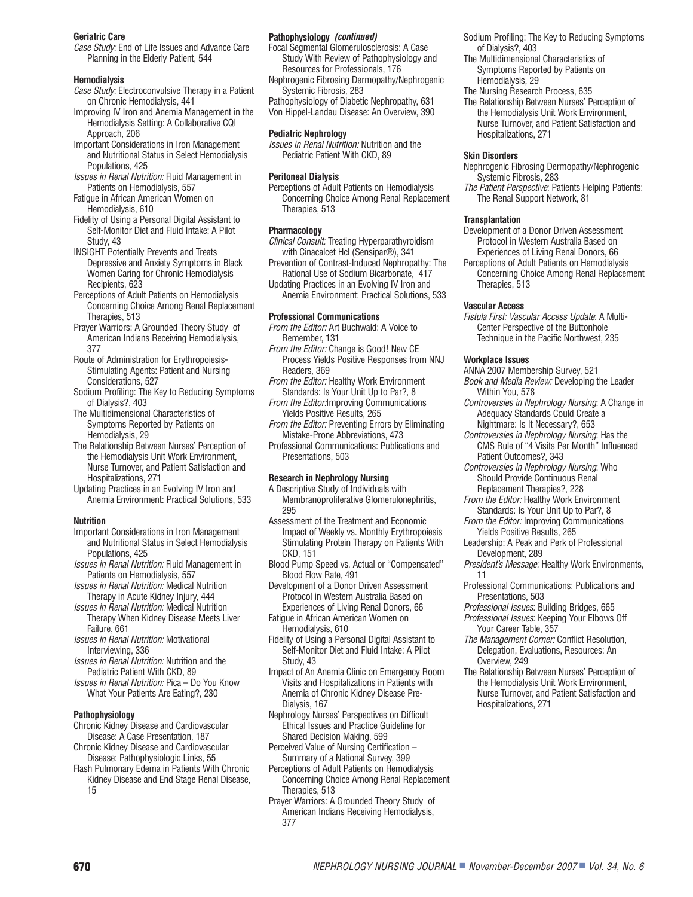**Geriatric Care**

*Case Study:* End of Life Issues and Advance Care Planning in the Elderly Patient, 544

**Hemodialysis**

*Case Study:* Electroconvulsive Therapy in a Patient on Chronic Hemodialysis, 441

Improving IV Iron and Anemia Management in the Hemodialysis Setting: A Collaborative CQI Approach, 206

Important Considerations in Iron Management and Nutritional Status in Select Hemodialysis Populations, 425

*Issues in Renal Nutrition:* Fluid Management in Patients on Hemodialysis, 557

Fatigue in African American Women on Hemodialysis, 610

Fidelity of Using a Personal Digital Assistant to Self-Monitor Diet and Fluid Intake: A Pilot Study, 43

INSIGHT Potentially Prevents and Treats Depressive and Anxiety Symptoms in Black Women Caring for Chronic Hemodialysis Recipients, 623

Perceptions of Adult Patients on Hemodialysis Concerning Choice Among Renal Replacement Therapies, 513

Prayer Warriors: A Grounded Theory Study of American Indians Receiving Hemodialysis, 377

Route of Administration for Erythropoiesis-Stimulating Agents: Patient and Nursing Considerations, 527

Sodium Profiling: The Key to Reducing Symptoms of Dialysis?, 403

The Multidimensional Characteristics of Symptoms Reported by Patients on Hemodialysis, 29

The Relationship Between Nurses' Perception of the Hemodialysis Unit Work Environment, Nurse Turnover, and Patient Satisfaction and Hospitalizations, 271

Updating Practices in an Evolving IV Iron and Anemia Environment: Practical Solutions, 533

**Nutrition**

Important Considerations in Iron Management and Nutritional Status in Select Hemodialysis Populations, 425

*Issues in Renal Nutrition:* Fluid Management in Patients on Hemodialysis, 557

*Issues in Renal Nutrition:* Medical Nutrition Therapy in Acute Kidney Injury, 444

*Issues in Renal Nutrition:* Medical Nutrition Therapy When Kidney Disease Meets Liver Failure, 661

*Issues in Renal Nutrition:* Motivational Interviewing, 336

*Issues in Renal Nutrition:* Nutrition and the Pediatric Patient With CKD, 89

*Issues in Renal Nutrition:* Pica – Do You Know What Your Patients Are Eating?, 230

**Pathophysiology**

Chronic Kidney Disease and Cardiovascular Disease: A Case Presentation, 187

Chronic Kidney Disease and Cardiovascular Disease: Pathophysiologic Links, 55

Flash Pulmonary Edema in Patients With Chronic Kidney Disease and End Stage Renal Disease, 15

**Pathophysiology *(continued)***

Focal Segmental Glomerulosclerosis: A Case Study With Review of Pathophysiology and Resources for Professionals, 176

Nephrogenic Fibrosing Dermopathy/Nephrogenic Systemic Fibrosis, 283

Pathophysiology of Diabetic Nephropathy, 631

Von Hippel-Landau Disease: An Overview, 390

**Pediatric Nephrology**

*Issues in Renal Nutrition:* Nutrition and the Pediatric Patient With CKD, 89

**Peritoneal Dialysis**

Perceptions of Adult Patients on Hemodialysis Concerning Choice Among Renal Replacement Therapies, 513

**Pharmacology**

*Clinical Consult:* Treating Hyperparathyroidism with Cinacalcet Hcl (Sensipar®), 341

Prevention of Contrast-Induced Nephropathy: The Rational Use of Sodium Bicarbonate, 417

Updating Practices in an Evolving IV Iron and Anemia Environment: Practical Solutions, 533

**Professional Communications**

*From the Editor:* Art Buchwald: A Voice to Remember, 131

*From the Editor:* Change is Good! New CE Process Yields Positive Responses from NNJ Readers, 369

*From the Editor:* Healthy Work Environment Standards: Is Your Unit Up to Par?, 8

*From the Editor:* Improving Communications Yields Positive Results, 265

*From the Editor:* Preventing Errors by Eliminating Mistake-Prone Abbreviations, 473

Professional Communications: Publications and Presentations, 503

**Research in Nephrology Nursing**

A Descriptive Study of Individuals with Membranoproliferative Glomerulonephritis, 295

Assessment of the Treatment and Economic Impact of Weekly vs. Monthly Erythropoiesis Stimulating Protein Therapy on Patients With CKD, 151

Blood Pump Speed vs. Actual or "Compensated" Blood Flow Rate, 491

Development of a Donor Driven Assessment Protocol in Western Australia Based on Experiences of Living Renal Donors, 66

Fatigue in African American Women on Hemodialysis, 610

Fidelity of Using a Personal Digital Assistant to Self-Monitor Diet and Fluid Intake: A Pilot Study, 43

Impact of An Anemia Clinic on Emergency Room Visits and Hospitalizations in Patients with Anemia of Chronic Kidney Disease Pre-Dialysis, 167

Nephrology Nurses' Perspectives on Difficult Ethical Issues and Practice Guideline for Shared Decision Making, 599

Perceived Value of Nursing Certification – Summary of a National Survey, 399

Perceptions of Adult Patients on Hemodialysis Concerning Choice Among Renal Replacement Therapies, 513

Prayer Warriors: A Grounded Theory Study of American Indians Receiving Hemodialysis, 377

Sodium Profiling: The Key to Reducing Symptoms of Dialysis?, 403

The Multidimensional Characteristics of Symptoms Reported by Patients on Hemodialysis, 29

The Nursing Research Process, 635

The Relationship Between Nurses' Perception of the Hemodialysis Unit Work Environment, Nurse Turnover, and Patient Satisfaction and Hospitalizations, 271

**Skin Disorders**

Nephrogenic Fibrosing Dermopathy/Nephrogenic Systemic Fibrosis, 283

*The Patient Perspective*: Patients Helping Patients: The Renal Support Network, 81

**Transplantation**

Development of a Donor Driven Assessment Protocol in Western Australia Based on Experiences of Living Renal Donors, 66

Perceptions of Adult Patients on Hemodialysis Concerning Choice Among Renal Replacement Therapies, 513

**Vascular Access**

*Fistula First: Vascular Access Update*: A Multi-Center Perspective of the Buttonhole Technique in the Pacific Northwest, 235

**Workplace Issues**

ANNA 2007 Membership Survey, 521

*Book and Media Review:* Developing the Leader Within You, 578

*Controversies in Nephrology Nursing*: A Change in Adequacy Standards Could Create a Nightmare: Is It Necessary?, 653

*Controversies in Nephrology Nursing*: Has the CMS Rule of "4 Visits Per Month" Influenced Patient Outcomes?, 343

*Controversies in Nephrology Nursing*: Who Should Provide Continuous Renal Replacement Therapies?, 228

*From the Editor:* Healthy Work Environment Standards: Is Your Unit Up to Par?, 8

*From the Editor:* Improving Communications Yields Positive Results, 265

Leadership: A Peak and Perk of Professional Development, 289

*President's Message:* Healthy Work Environments, 11

Professional Communications: Publications and Presentations, 503

*Professional Issues*: Building Bridges, 665

*Professional Issues*: Keeping Your Elbows Off Your Career Table, 357

*The Management Corner:* Conflict Resolution, Delegation, Evaluations, Resources: An Overview, 249

The Relationship Between Nurses' Perception of the Hemodialysis Unit Work Environment, Nurse Turnover, and Patient Satisfaction and Hospitalizations, 271